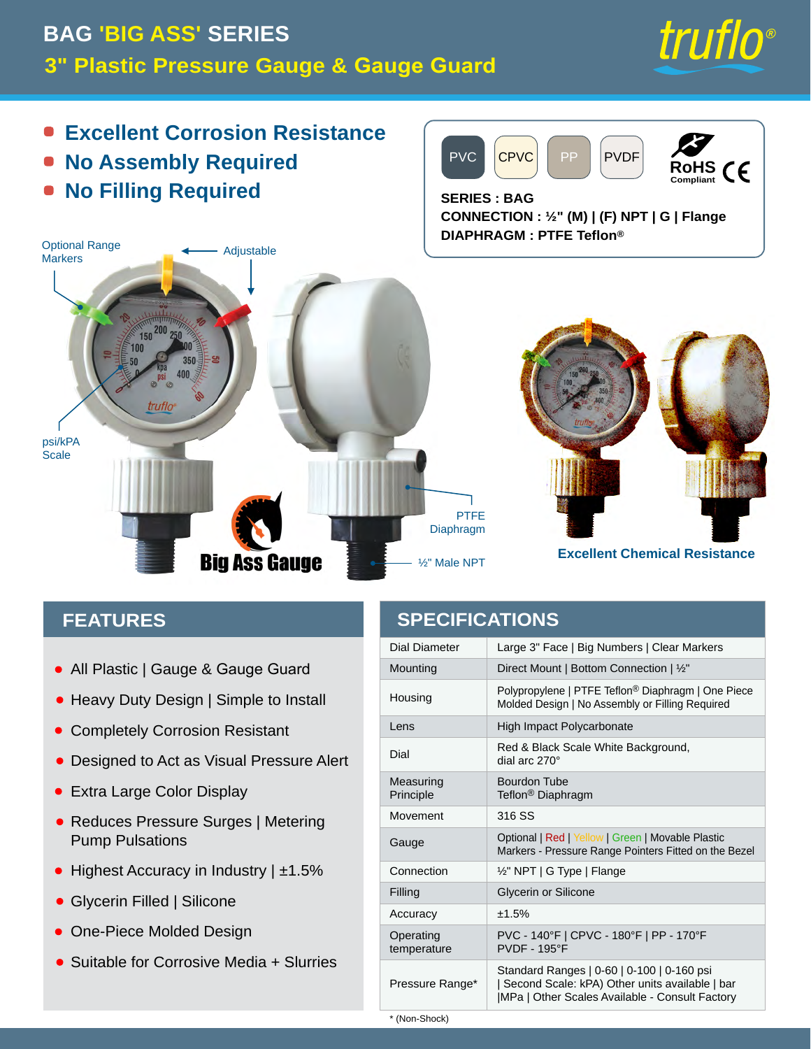# BAG 'BIG ASS' SERIES

## 3" Plastic Pressure Gauge & Gauge Guard

truflo®

- **Excellent Corrosion Resistance**
- **No Assembly Required**
- **No Filling Required**

PVC | CPVC | PP | PVDF

RoHS Compliant CE

**SERIES : BAG**
**CONNECTION : ½" (M) | (F) NPT | G | Flange**
**DIAPHRAGM : PTFE Teflon®**

Optional Range Markers

Adjustable

psi/kPA Scale

PTFE Diaphragm

½" Male NPT

Big Ass Gauge

**Excellent Chemical Resistance**

## FEATURES

- All Plastic | Gauge & Gauge Guard
- Heavy Duty Design | Simple to Install
- Completely Corrosion Resistant
- Designed to Act as Visual Pressure Alert
- Extra Large Color Display
- Reduces Pressure Surges | Metering Pump Pulsations
- Highest Accuracy in Industry | ±1.5%
- Glycerin Filled | Silicone
- One-Piece Molded Design
- Suitable for Corrosive Media + Slurries

## SPECIFICATIONS

| | |
|---|---|
| Dial Diameter | Large 3" Face \| Big Numbers \| Clear Markers |
| Mounting | Direct Mount \| Bottom Connection \| ½" |
| Housing | Polypropylene \| PTFE Teflon® Diaphragm \| One Piece Molded Design \| No Assembly or Filling Required |
| Lens | High Impact Polycarbonate |
| Dial | Red & Black Scale White Background, dial arc 270° |
| Measuring Principle | Bourdon Tube Teflon® Diaphragm |
| Movement | 316 SS |
| Gauge | Optional \| Red \| Yellow \| Green \| Movable Plastic Markers - Pressure Range Pointers Fitted on the Bezel |
| Connection | ½" NPT \| G Type \| Flange |
| Filling | Glycerin or Silicone |
| Accuracy | ±1.5% |
| Operating temperature | PVC - 140°F \| CPVC - 180°F \| PP - 170°F PVDF - 195°F |
| Pressure Range* | Standard Ranges \| 0-60 \| 0-100 \| 0-160 psi \| Second Scale: kPA) Other units available \| bar \|MPa \| Other Scales Available - Consult Factory |

\* (Non-Shock)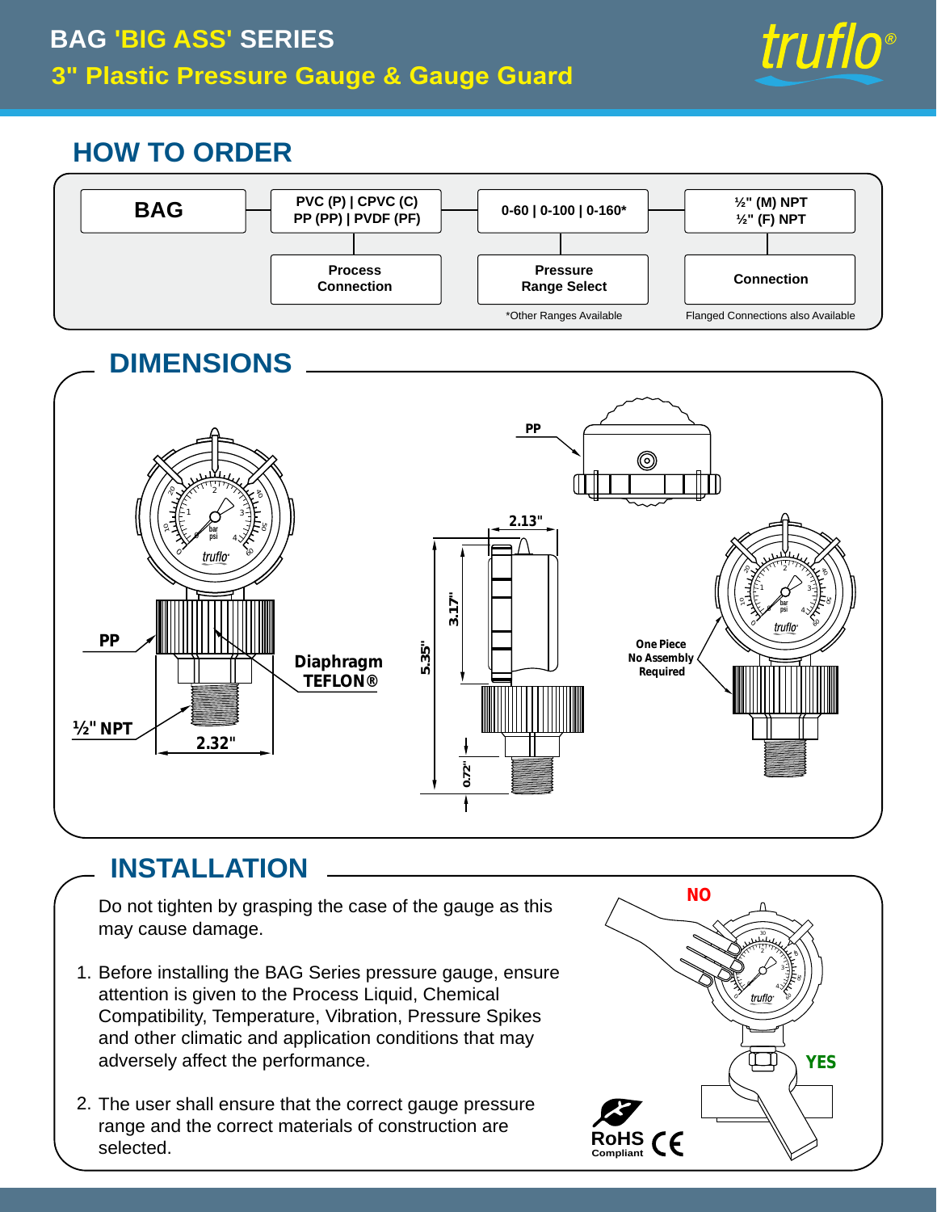# BAG 'BIG ASS' SERIES

## 3" Plastic Pressure Gauge & Gauge Guard

## HOW TO ORDER

| BAG | PVC (P) \| CPVC (C) PP (PP) \| PVDF (PF) | 0-60 \| 0-100 \| 0-160* | ½" (M) NPT ½" (F) NPT |
|---|---|---|---|
| | Process Connection | Pressure Range Select | Connection |

*Other Ranges Available

Flanged Connections also Available

## DIMENSIONS

PP

PP

½" NPT

2.32"

Diaphragm TEFLON®

2.13"

3.17"

5.35"

0.72"

One Piece No Assembly Required

## INSTALLATION

Do not tighten by grasping the case of the gauge as this may cause damage.

1. Before installing the BAG Series pressure gauge, ensure attention is given to the Process Liquid, Chemical Compatibility, Temperature, Vibration, Pressure Spikes and other climatic and application conditions that may adversely affect the performance.
2. The user shall ensure that the correct gauge pressure range and the correct materials of construction are selected.

NO

YES

RoHS Compliant CE